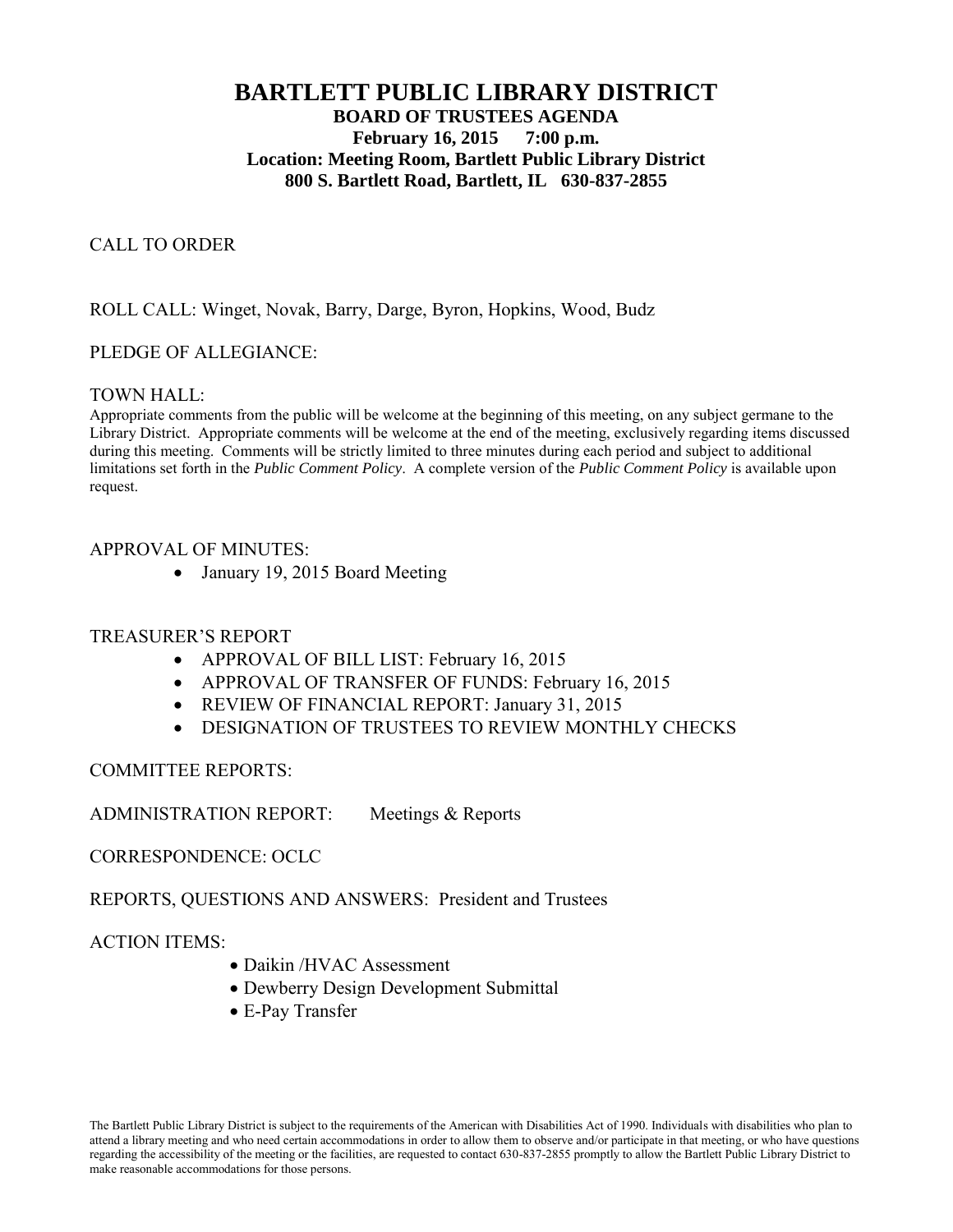# BARTLETT PUBLIC LIBRARY DISTRICT

**BOARD OF TRUSTEES AGENDA**

**February 16, 2015 7:00 p.m.**

**Location: Meeting Room, Bartlett Public Library District**

**800 S. Bartlett Road, Bartlett, IL 630-837-2855**

CALL TO ORDER

ROLL CALL: Winget, Novak, Barry, Darge, Byron, Hopkins, Wood, Budz

PLEDGE OF ALLEGIANCE:

TOWN HALL:

Appropriate comments from the public will be welcome at the beginning of this meeting, on any subject germane to the Library District. Appropriate comments will be welcome at the end of the meeting, exclusively regarding items discussed during this meeting. Comments will be strictly limited to three minutes during each period and subject to additional limitations set forth in the *Public Comment Policy*. A complete version of the *Public Comment Policy* is available upon request.

APPROVAL OF MINUTES:

- January 19, 2015 Board Meeting

TREASURER'S REPORT

- APPROVAL OF BILL LIST: February 16, 2015
- APPROVAL OF TRANSFER OF FUNDS: February 16, 2015
- REVIEW OF FINANCIAL REPORT: January 31, 2015
- DESIGNATION OF TRUSTEES TO REVIEW MONTHLY CHECKS

COMMITTEE REPORTS:

ADMINISTRATION REPORT: Meetings & Reports

CORRESPONDENCE: OCLC

REPORTS, QUESTIONS AND ANSWERS: President and Trustees

ACTION ITEMS:

- Daikin /HVAC Assessment
- Dewberry Design Development Submittal
- E-Pay Transfer

The Bartlett Public Library District is subject to the requirements of the American with Disabilities Act of 1990. Individuals with disabilities who plan to attend a library meeting and who need certain accommodations in order to allow them to observe and/or participate in that meeting, or who have questions regarding the accessibility of the meeting or the facilities, are requested to contact 630-837-2855 promptly to allow the Bartlett Public Library District to make reasonable accommodations for those persons.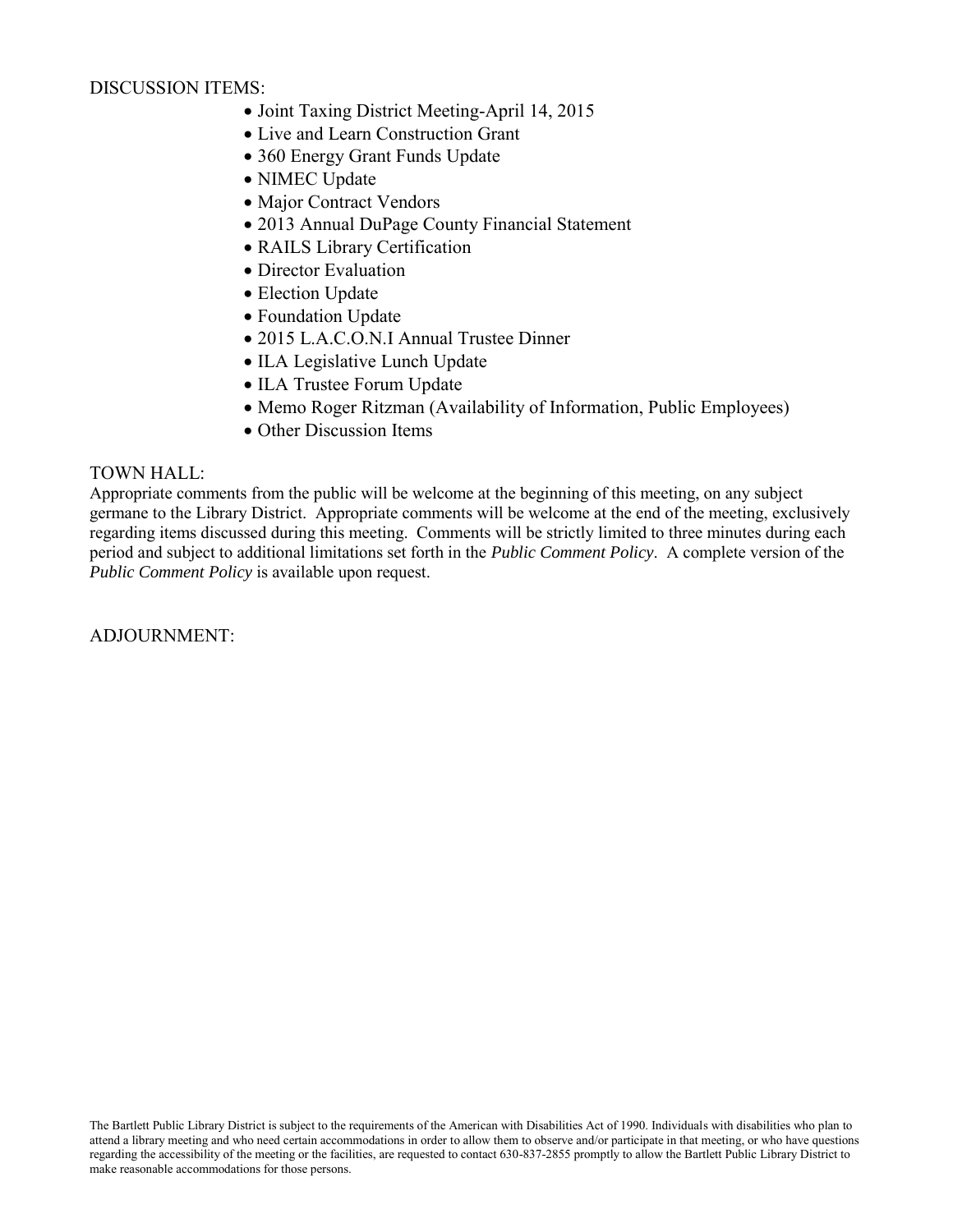DISCUSSION ITEMS:

- Joint Taxing District Meeting-April 14, 2015
- Live and Learn Construction Grant
- 360 Energy Grant Funds Update
- NIMEC Update
- Major Contract Vendors
- 2013 Annual DuPage County Financial Statement
- RAILS Library Certification
- Director Evaluation
- Election Update
- Foundation Update
- 2015 L.A.C.O.N.I Annual Trustee Dinner
- ILA Legislative Lunch Update
- ILA Trustee Forum Update
- Memo Roger Ritzman (Availability of Information, Public Employees)
- Other Discussion Items

TOWN HALL:

Appropriate comments from the public will be welcome at the beginning of this meeting, on any subject germane to the Library District. Appropriate comments will be welcome at the end of the meeting, exclusively regarding items discussed during this meeting. Comments will be strictly limited to three minutes during each period and subject to additional limitations set forth in the *Public Comment Policy*. A complete version of the *Public Comment Policy* is available upon request.

ADJOURNMENT:

The Bartlett Public Library District is subject to the requirements of the American with Disabilities Act of 1990. Individuals with disabilities who plan to attend a library meeting and who need certain accommodations in order to allow them to observe and/or participate in that meeting, or who have questions regarding the accessibility of the meeting or the facilities, are requested to contact 630-837-2855 promptly to allow the Bartlett Public Library District to make reasonable accommodations for those persons.